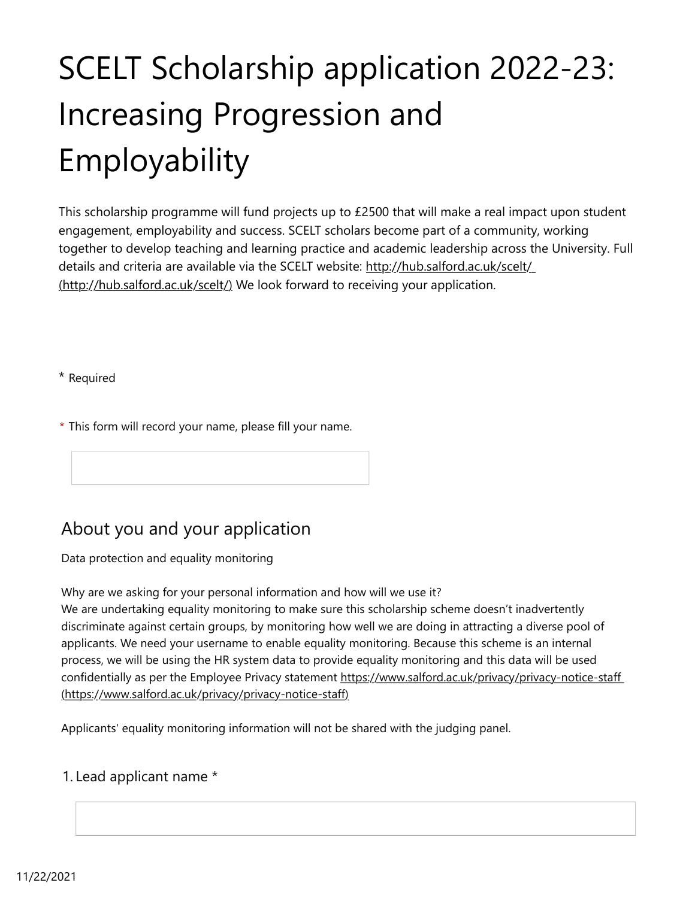# SCELT Scholarship application 2022-23: Increasing Progression and Employability

This scholarship programme will fund projects up to £2500 that will make a real impact upon student engagement, employability and success. SCELT scholars become part of a community, working together to develop teaching and learning practice and academic leadership across the University. Full details and criteria are available via the SCELT website: http://hub.salford.ac.uk/scelt/ (http://hub.salford.ac.uk/scelt/) We look forward to receiving your application.

\* Required

\* This form will record your name, please fill your name.

## About you and your application

Data protection and equality monitoring

Why are we asking for your personal information and how will we use it?
We are undertaking equality monitoring to make sure this scholarship scheme doesn't inadvertently discriminate against certain groups, by monitoring how well we are doing in attracting a diverse pool of applicants. We need your username to enable equality monitoring. Because this scheme is an internal process, we will be using the HR system data to provide equality monitoring and this data will be used confidentially as per the Employee Privacy statement https://www.salford.ac.uk/privacy/privacy-notice-staff (https://www.salford.ac.uk/privacy/privacy-notice-staff)

Applicants' equality monitoring information will not be shared with the judging panel.

1. Lead applicant name *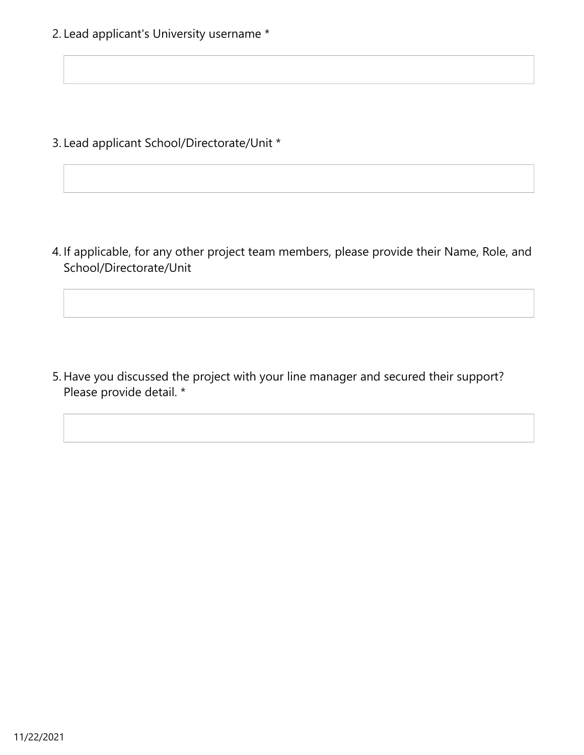2. Lead applicant's University username *

3. Lead applicant School/Directorate/Unit *

4. If applicable, for any other project team members, please provide their Name, Role, and School/Directorate/Unit

5. Have you discussed the project with your line manager and secured their support? Please provide detail. *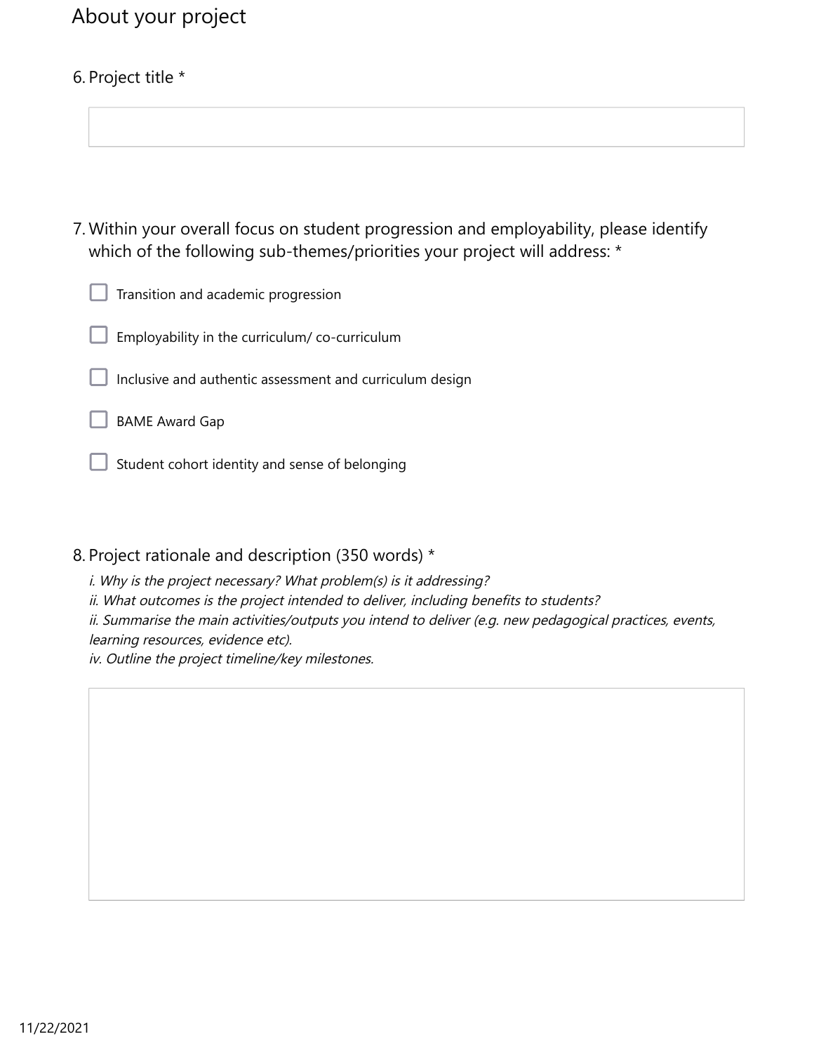## About your project

6. Project title *

7. Within your overall focus on student progression and employability, please identify which of the following sub-themes/priorities your project will address: *

- ☐ Transition and academic progression
- ☐ Employability in the curriculum/ co-curriculum
- ☐ Inclusive and authentic assessment and curriculum design
- ☐ BAME Award Gap
- ☐ Student cohort identity and sense of belonging

8. Project rationale and description (350 words) *

*i. Why is the project necessary? What problem(s) is it addressing?*
*ii. What outcomes is the project intended to deliver, including benefits to students?*
*ii. Summarise the main activities/outputs you intend to deliver (e.g. new pedagogical practices, events, learning resources, evidence etc).*
*iv. Outline the project timeline/key milestones.*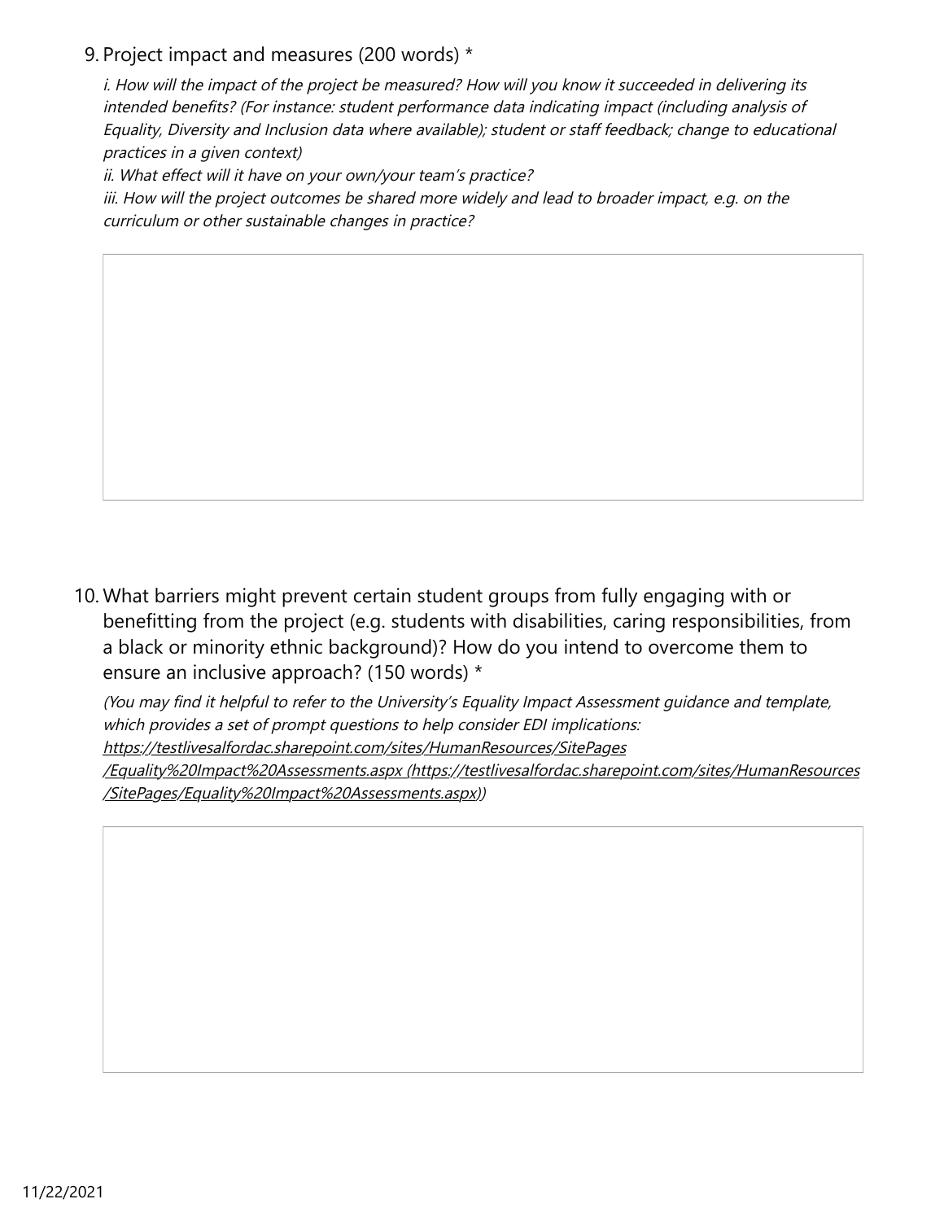9. Project impact and measures (200 words) *

   *i. How will the impact of the project be measured? How will you know it succeeded in delivering its intended benefits? (For instance: student performance data indicating impact (including analysis of Equality, Diversity and Inclusion data where available); student or staff feedback; change to educational practices in a given context)*

   *ii. What effect will it have on your own/your team's practice?*

   *iii. How will the project outcomes be shared more widely and lead to broader impact, e.g. on the curriculum or other sustainable changes in practice?*

10. What barriers might prevent certain student groups from fully engaging with or benefitting from the project (e.g. students with disabilities, caring responsibilities, from a black or minority ethnic background)? How do you intend to overcome them to ensure an inclusive approach? (150 words) *

    *(You may find it helpful to refer to the University's Equality Impact Assessment guidance and template, which provides a set of prompt questions to help consider EDI implications: [https://testlivesalfordac.sharepoint.com/sites/HumanResources/SitePages/Equality%20Impact%20Assessments.aspx](https://testlivesalfordac.sharepoint.com/sites/HumanResources/SitePages/Equality%20Impact%20Assessments.aspx) (https://testlivesalfordac.sharepoint.com/sites/HumanResources/SitePages/Equality%20Impact%20Assessments.aspx))*

11/22/2021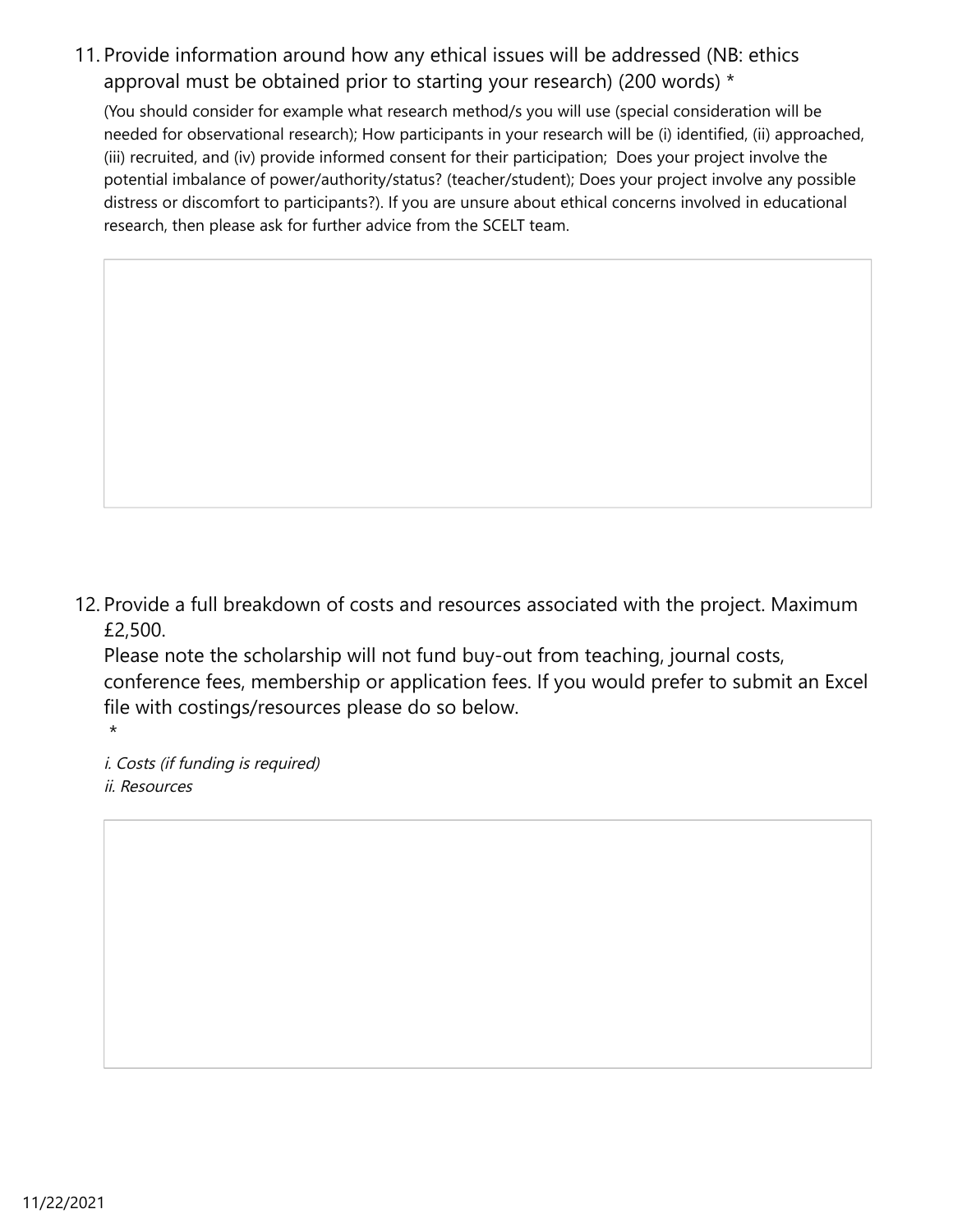11. Provide information around how any ethical issues will be addressed (NB: ethics approval must be obtained prior to starting your research) (200 words) *

    (You should consider for example what research method/s you will use (special consideration will be needed for observational research); How participants in your research will be (i) identified, (ii) approached, (iii) recruited, and (iv) provide informed consent for their participation; Does your project involve the potential imbalance of power/authority/status? (teacher/student); Does your project involve any possible distress or discomfort to participants?). If you are unsure about ethical concerns involved in educational research, then please ask for further advice from the SCELT team.

12. Provide a full breakdown of costs and resources associated with the project. Maximum £2,500.
    Please note the scholarship will not fund buy-out from teaching, journal costs, conference fees, membership or application fees. If you would prefer to submit an Excel file with costings/resources please do so below.
    *

    *i. Costs (if funding is required)*
    *ii. Resources*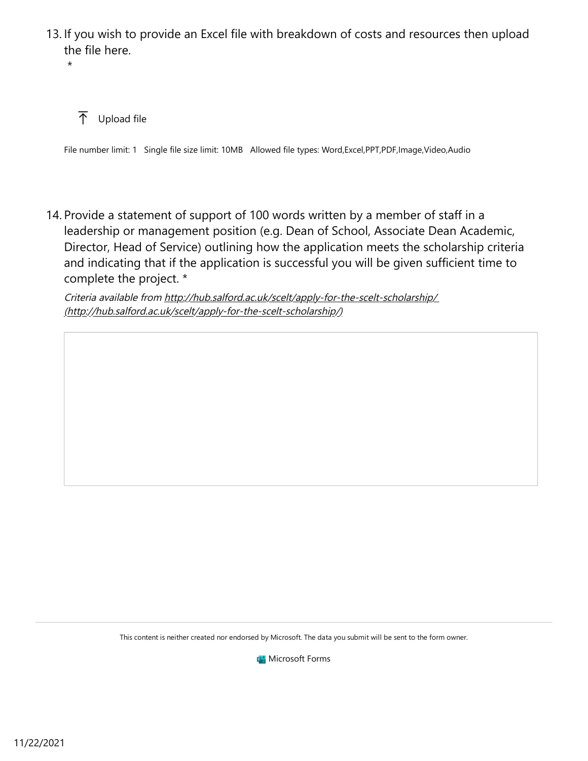13. If you wish to provide an Excel file with breakdown of costs and resources then upload the file here.
 *

↑ Upload file

File number limit: 1   Single file size limit: 10MB   Allowed file types: Word,Excel,PPT,PDF,Image,Video,Audio

14. Provide a statement of support of 100 words written by a member of staff in a leadership or management position (e.g. Dean of School, Associate Dean Academic, Director, Head of Service) outlining how the application meets the scholarship criteria and indicating that if the application is successful you will be given sufficient time to complete the project. *

*Criteria available from http://hub.salford.ac.uk/scelt/apply-for-the-scelt-scholarship/ (http://hub.salford.ac.uk/scelt/apply-for-the-scelt-scholarship/)*

This content is neither created nor endorsed by Microsoft. The data you submit will be sent to the form owner.

Microsoft Forms